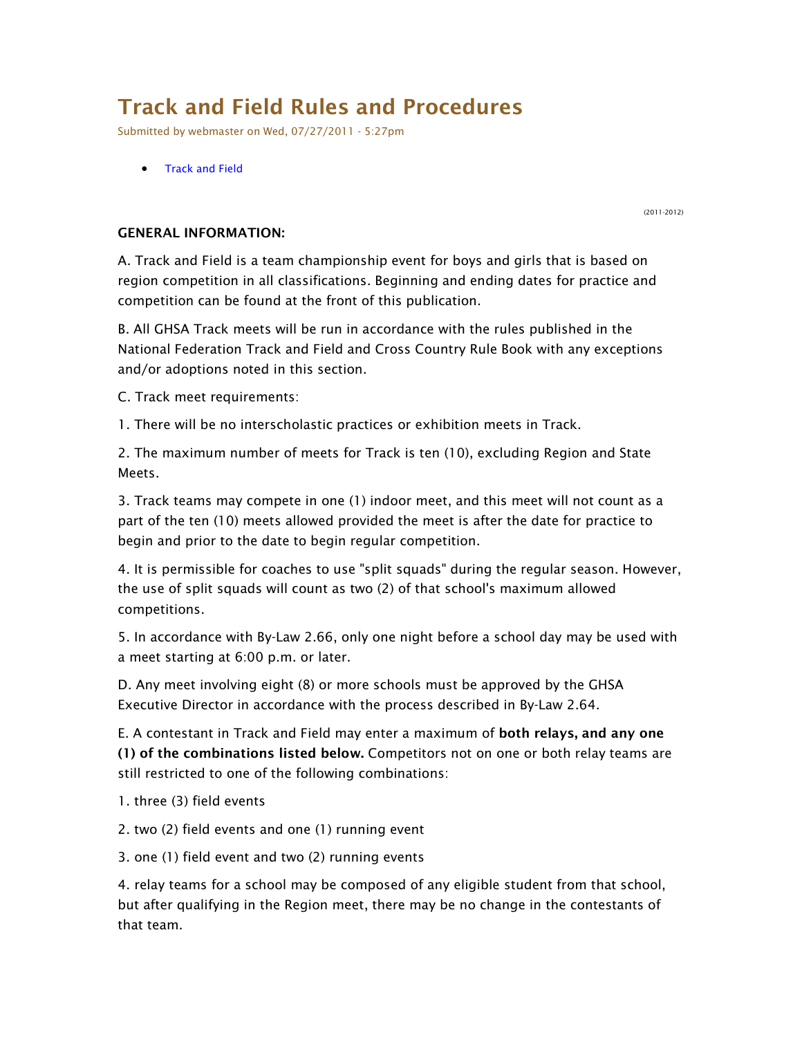# Track and Field Rules and Procedures

Submitted by webmaster on Wed, 07/27/2011 - 5:27pm

- Track and Field

(2011-2012)

**GENERAL INFORMATION:**

A. Track and Field is a team championship event for boys and girls that is based on region competition in all classifications. Beginning and ending dates for practice and competition can be found at the front of this publication.

B. All GHSA Track meets will be run in accordance with the rules published in the National Federation Track and Field and Cross Country Rule Book with any exceptions and/or adoptions noted in this section.

C. Track meet requirements:

1. There will be no interscholastic practices or exhibition meets in Track.

2. The maximum number of meets for Track is ten (10), excluding Region and State Meets.

3. Track teams may compete in one (1) indoor meet, and this meet will not count as a part of the ten (10) meets allowed provided the meet is after the date for practice to begin and prior to the date to begin regular competition.

4. It is permissible for coaches to use "split squads" during the regular season. However, the use of split squads will count as two (2) of that school's maximum allowed competitions.

5. In accordance with By-Law 2.66, only one night before a school day may be used with a meet starting at 6:00 p.m. or later.

D. Any meet involving eight (8) or more schools must be approved by the GHSA Executive Director in accordance with the process described in By-Law 2.64.

E. A contestant in Track and Field may enter a maximum of **both relays, and any one (1) of the combinations listed below.** Competitors not on one or both relay teams are still restricted to one of the following combinations:

1. three (3) field events

2. two (2) field events and one (1) running event

3. one (1) field event and two (2) running events

4. relay teams for a school may be composed of any eligible student from that school, but after qualifying in the Region meet, there may be no change in the contestants of that team.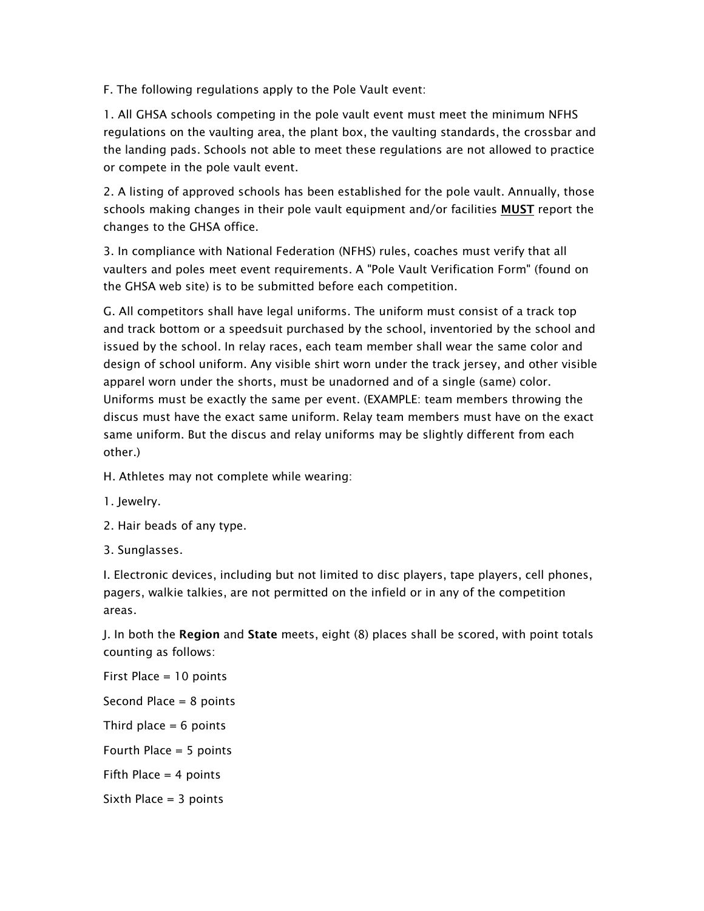F. The following regulations apply to the Pole Vault event:

1. All GHSA schools competing in the pole vault event must meet the minimum NFHS regulations on the vaulting area, the plant box, the vaulting standards, the crossbar and the landing pads. Schools not able to meet these regulations are not allowed to practice or compete in the pole vault event.

2. A listing of approved schools has been established for the pole vault. Annually, those schools making changes in their pole vault equipment and/or facilities **MUST** report the changes to the GHSA office.

3. In compliance with National Federation (NFHS) rules, coaches must verify that all vaulters and poles meet event requirements. A "Pole Vault Verification Form" (found on the GHSA web site) is to be submitted before each competition.

G. All competitors shall have legal uniforms. The uniform must consist of a track top and track bottom or a speedsuit purchased by the school, inventoried by the school and issued by the school. In relay races, each team member shall wear the same color and design of school uniform. Any visible shirt worn under the track jersey, and other visible apparel worn under the shorts, must be unadorned and of a single (same) color. Uniforms must be exactly the same per event. (EXAMPLE: team members throwing the discus must have the exact same uniform. Relay team members must have on the exact same uniform. But the discus and relay uniforms may be slightly different from each other.)

H. Athletes may not complete while wearing:

1. Jewelry.

2. Hair beads of any type.

3. Sunglasses.

I. Electronic devices, including but not limited to disc players, tape players, cell phones, pagers, walkie talkies, are not permitted on the infield or in any of the competition areas.

J. In both the **Region** and **State** meets, eight (8) places shall be scored, with point totals counting as follows:

First Place = 10 points

Second Place = 8 points

Third place = 6 points

Fourth Place = 5 points

Fifth Place = 4 points

Sixth Place = 3 points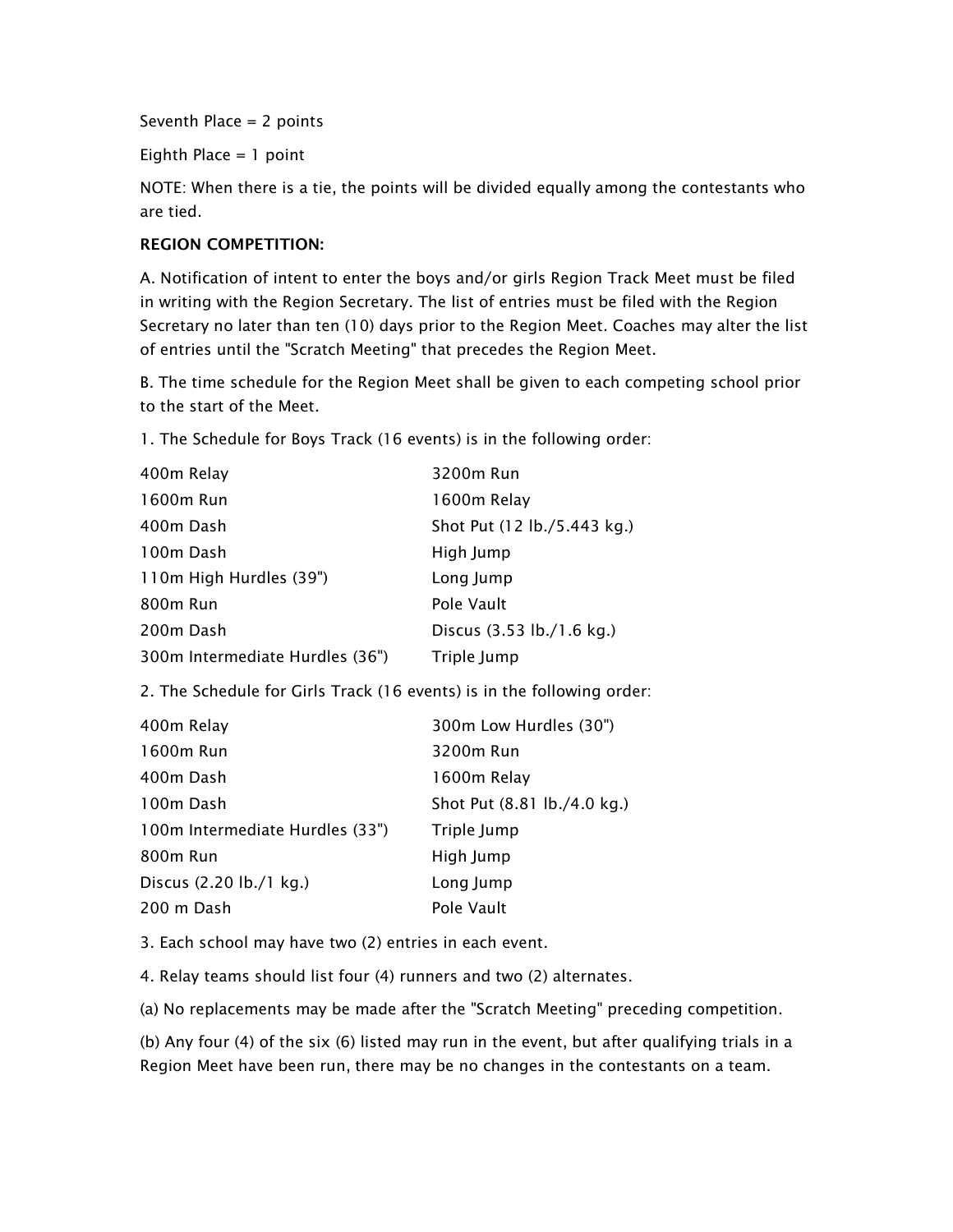Seventh Place = 2 points

Eighth Place = 1 point

NOTE: When there is a tie, the points will be divided equally among the contestants who are tied.

**REGION COMPETITION:**

A. Notification of intent to enter the boys and/or girls Region Track Meet must be filed in writing with the Region Secretary. The list of entries must be filed with the Region Secretary no later than ten (10) days prior to the Region Meet. Coaches may alter the list of entries until the "Scratch Meeting" that precedes the Region Meet.

B. The time schedule for the Region Meet shall be given to each competing school prior to the start of the Meet.

1. The Schedule for Boys Track (16 events) is in the following order:

| | |
|---|---|
| 400m Relay | 3200m Run |
| 1600m Run | 1600m Relay |
| 400m Dash | Shot Put (12 lb./5.443 kg.) |
| 100m Dash | High Jump |
| 110m High Hurdles (39") | Long Jump |
| 800m Run | Pole Vault |
| 200m Dash | Discus (3.53 lb./1.6 kg.) |
| 300m Intermediate Hurdles (36") | Triple Jump |

2. The Schedule for Girls Track (16 events) is in the following order:

| | |
|---|---|
| 400m Relay | 300m Low Hurdles (30") |
| 1600m Run | 3200m Run |
| 400m Dash | 1600m Relay |
| 100m Dash | Shot Put (8.81 lb./4.0 kg.) |
| 100m Intermediate Hurdles (33") | Triple Jump |
| 800m Run | High Jump |
| Discus (2.20 lb./1 kg.) | Long Jump |
| 200 m Dash | Pole Vault |

3. Each school may have two (2) entries in each event.

4. Relay teams should list four (4) runners and two (2) alternates.

(a) No replacements may be made after the "Scratch Meeting" preceding competition.

(b) Any four (4) of the six (6) listed may run in the event, but after qualifying trials in a Region Meet have been run, there may be no changes in the contestants on a team.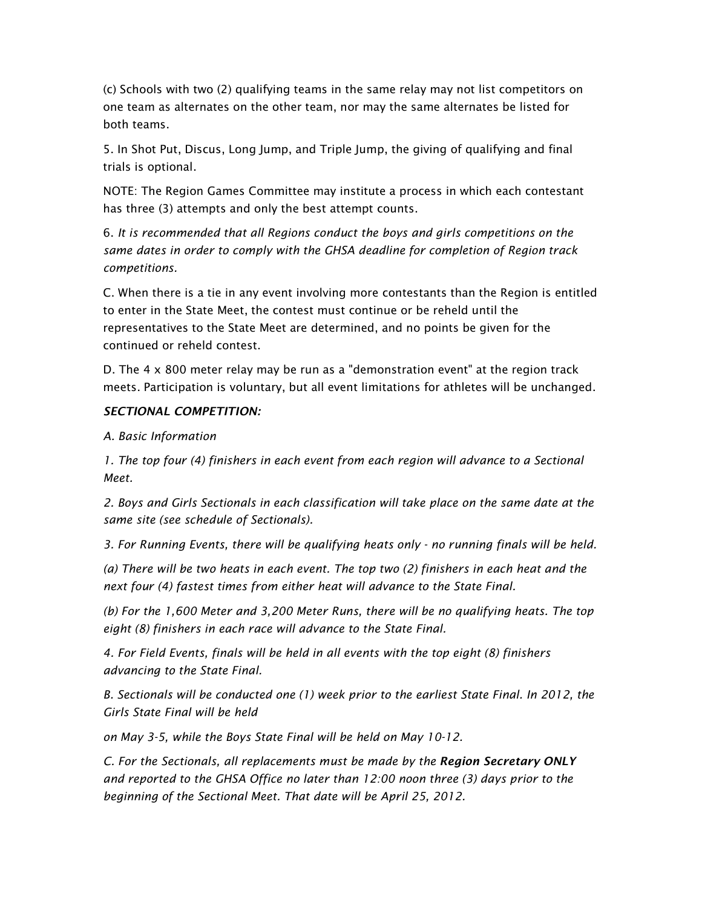(c) Schools with two (2) qualifying teams in the same relay may not list competitors on one team as alternates on the other team, nor may the same alternates be listed for both teams.

5. In Shot Put, Discus, Long Jump, and Triple Jump, the giving of qualifying and final trials is optional.

NOTE: The Region Games Committee may institute a process in which each contestant has three (3) attempts and only the best attempt counts.

6. *It is recommended that all Regions conduct the boys and girls competitions on the same dates in order to comply with the GHSA deadline for completion of Region track competitions.*

C. When there is a tie in any event involving more contestants than the Region is entitled to enter in the State Meet, the contest must continue or be reheld until the representatives to the State Meet are determined, and no points be given for the continued or reheld contest.

D. The 4 x 800 meter relay may be run as a "demonstration event" at the region track meets. Participation is voluntary, but all event limitations for athletes will be unchanged.

***SECTIONAL COMPETITION:***

*A. Basic Information*

*1. The top four (4) finishers in each event from each region will advance to a Sectional Meet.*

*2. Boys and Girls Sectionals in each classification will take place on the same date at the same site (see schedule of Sectionals).*

*3. For Running Events, there will be qualifying heats only - no running finals will be held.*

*(a) There will be two heats in each event. The top two (2) finishers in each heat and the next four (4) fastest times from either heat will advance to the State Final.*

*(b) For the 1,600 Meter and 3,200 Meter Runs, there will be no qualifying heats. The top eight (8) finishers in each race will advance to the State Final.*

*4. For Field Events, finals will be held in all events with the top eight (8) finishers advancing to the State Final.*

*B. Sectionals will be conducted one (1) week prior to the earliest State Final. In 2012, the Girls State Final will be held*

*on May 3-5, while the Boys State Final will be held on May 10-12.*

*C. For the Sectionals, all replacements must be made by the **Region Secretary ONLY** and reported to the GHSA Office no later than 12:00 noon three (3) days prior to the beginning of the Sectional Meet. That date will be April 25, 2012.*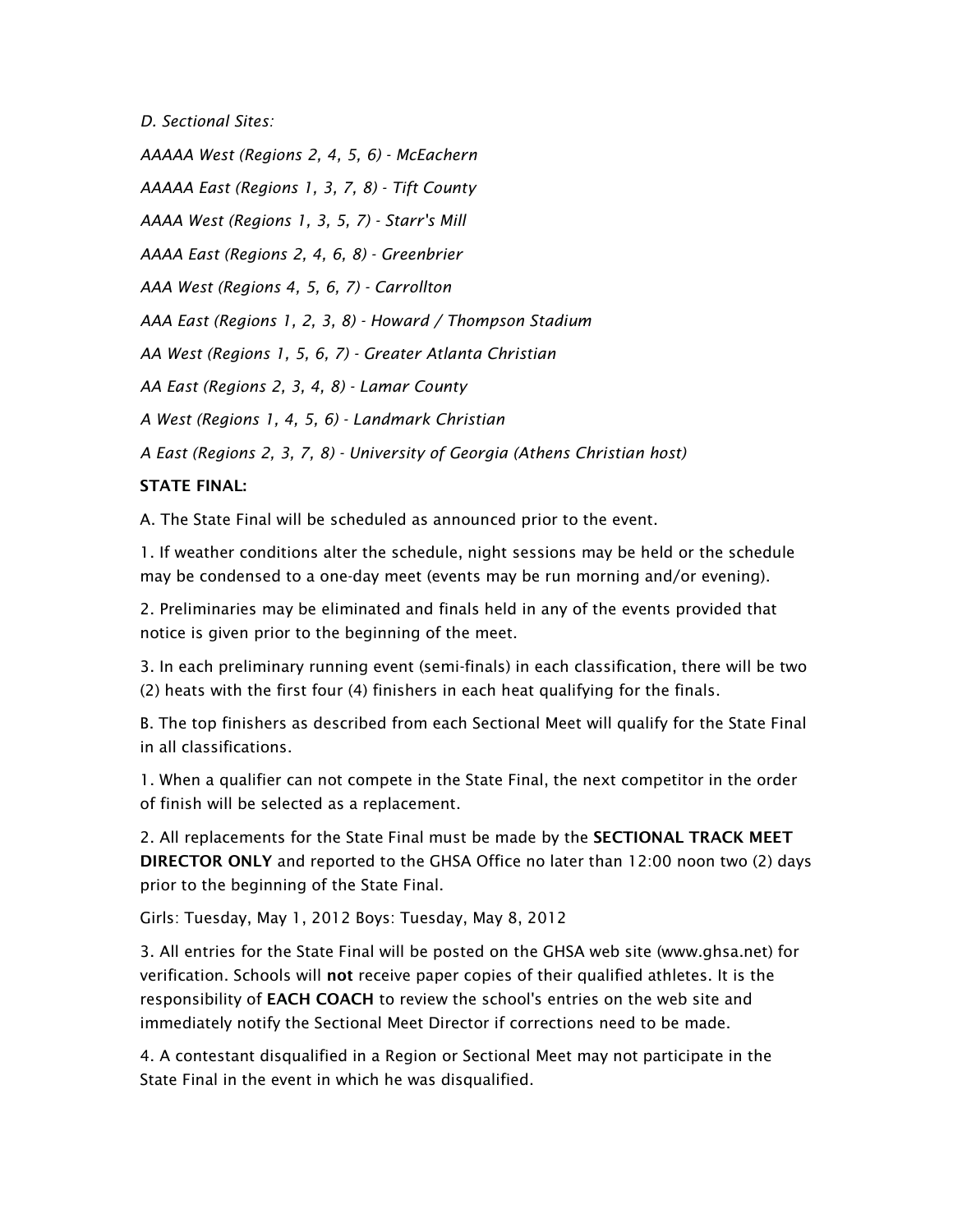*D. Sectional Sites:*

*AAAAA West (Regions 2, 4, 5, 6) - McEachern*

*AAAAA East (Regions 1, 3, 7, 8) - Tift County*

*AAAA West (Regions 1, 3, 5, 7) - Starr's Mill*

*AAAA East (Regions 2, 4, 6, 8) - Greenbrier*

*AAA West (Regions 4, 5, 6, 7) - Carrollton*

*AAA East (Regions 1, 2, 3, 8) - Howard / Thompson Stadium*

*AA West (Regions 1, 5, 6, 7) - Greater Atlanta Christian*

*AA East (Regions 2, 3, 4, 8) - Lamar County*

*A West (Regions 1, 4, 5, 6) - Landmark Christian*

*A East (Regions 2, 3, 7, 8) - University of Georgia (Athens Christian host)*

**STATE FINAL:**

A. The State Final will be scheduled as announced prior to the event.

1. If weather conditions alter the schedule, night sessions may be held or the schedule may be condensed to a one-day meet (events may be run morning and/or evening).

2. Preliminaries may be eliminated and finals held in any of the events provided that notice is given prior to the beginning of the meet.

3. In each preliminary running event (semi-finals) in each classification, there will be two (2) heats with the first four (4) finishers in each heat qualifying for the finals.

B. The top finishers as described from each Sectional Meet will qualify for the State Final in all classifications.

1. When a qualifier can not compete in the State Final, the next competitor in the order of finish will be selected as a replacement.

2. All replacements for the State Final must be made by the **SECTIONAL TRACK MEET DIRECTOR ONLY** and reported to the GHSA Office no later than 12:00 noon two (2) days prior to the beginning of the State Final.

Girls: Tuesday, May 1, 2012 Boys: Tuesday, May 8, 2012

3. All entries for the State Final will be posted on the GHSA web site (www.ghsa.net) for verification. Schools will **not** receive paper copies of their qualified athletes. It is the responsibility of **EACH COACH** to review the school's entries on the web site and immediately notify the Sectional Meet Director if corrections need to be made.

4. A contestant disqualified in a Region or Sectional Meet may not participate in the State Final in the event in which he was disqualified.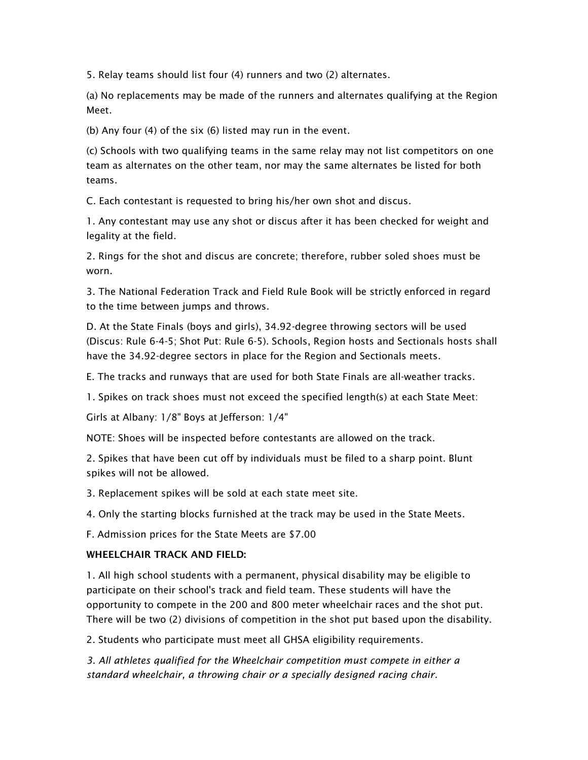5. Relay teams should list four (4) runners and two (2) alternates.

(a) No replacements may be made of the runners and alternates qualifying at the Region Meet.

(b) Any four (4) of the six (6) listed may run in the event.

(c) Schools with two qualifying teams in the same relay may not list competitors on one team as alternates on the other team, nor may the same alternates be listed for both teams.

C. Each contestant is requested to bring his/her own shot and discus.

1. Any contestant may use any shot or discus after it has been checked for weight and legality at the field.

2. Rings for the shot and discus are concrete; therefore, rubber soled shoes must be worn.

3. The National Federation Track and Field Rule Book will be strictly enforced in regard to the time between jumps and throws.

D. At the State Finals (boys and girls), 34.92-degree throwing sectors will be used (Discus: Rule 6-4-5; Shot Put: Rule 6-5). Schools, Region hosts and Sectionals hosts shall have the 34.92-degree sectors in place for the Region and Sectionals meets.

E. The tracks and runways that are used for both State Finals are all-weather tracks.

1. Spikes on track shoes must not exceed the specified length(s) at each State Meet:

Girls at Albany: 1/8" Boys at Jefferson: 1/4"

NOTE: Shoes will be inspected before contestants are allowed on the track.

2. Spikes that have been cut off by individuals must be filed to a sharp point. Blunt spikes will not be allowed.

3. Replacement spikes will be sold at each state meet site.

4. Only the starting blocks furnished at the track may be used in the State Meets.

F. Admission prices for the State Meets are $7.00

**WHEELCHAIR TRACK AND FIELD:**

1. All high school students with a permanent, physical disability may be eligible to participate on their school's track and field team. These students will have the opportunity to compete in the 200 and 800 meter wheelchair races and the shot put. There will be two (2) divisions of competition in the shot put based upon the disability.

2. Students who participate must meet all GHSA eligibility requirements.

*3. All athletes qualified for the Wheelchair competition must compete in either a standard wheelchair, a throwing chair or a specially designed racing chair.*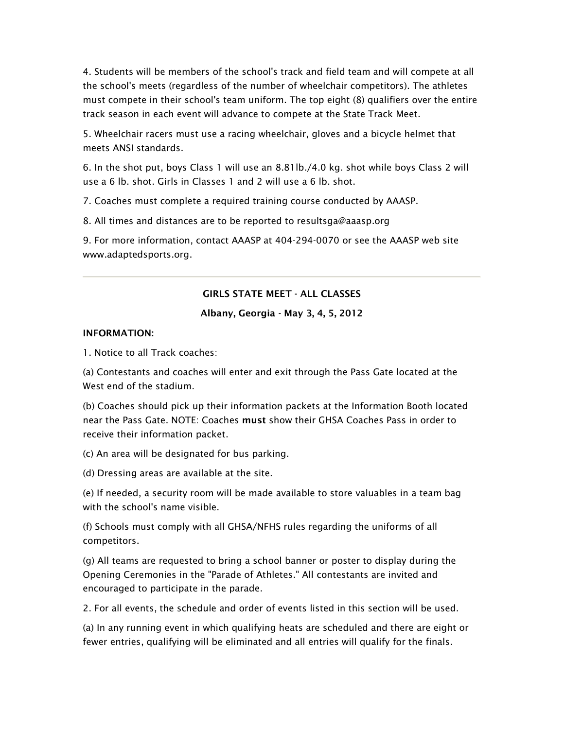4. Students will be members of the school's track and field team and will compete at all the school's meets (regardless of the number of wheelchair competitors). The athletes must compete in their school's team uniform. The top eight (8) qualifiers over the entire track season in each event will advance to compete at the State Track Meet.

5. Wheelchair racers must use a racing wheelchair, gloves and a bicycle helmet that meets ANSI standards.

6. In the shot put, boys Class 1 will use an 8.81lb./4.0 kg. shot while boys Class 2 will use a 6 lb. shot. Girls in Classes 1 and 2 will use a 6 lb. shot.

7. Coaches must complete a required training course conducted by AAASP.

8. All times and distances are to be reported to resultsga@aaasp.org

9. For more information, contact AAASP at 404-294-0070 or see the AAASP web site www.adaptedsports.org.

---

**GIRLS STATE MEET - ALL CLASSES**

**Albany, Georgia - May 3, 4, 5, 2012**

**INFORMATION:**

1. Notice to all Track coaches:

(a) Contestants and coaches will enter and exit through the Pass Gate located at the West end of the stadium.

(b) Coaches should pick up their information packets at the Information Booth located near the Pass Gate. NOTE: Coaches **must** show their GHSA Coaches Pass in order to receive their information packet.

(c) An area will be designated for bus parking.

(d) Dressing areas are available at the site.

(e) If needed, a security room will be made available to store valuables in a team bag with the school's name visible.

(f) Schools must comply with all GHSA/NFHS rules regarding the uniforms of all competitors.

(g) All teams are requested to bring a school banner or poster to display during the Opening Ceremonies in the "Parade of Athletes." All contestants are invited and encouraged to participate in the parade.

2. For all events, the schedule and order of events listed in this section will be used.

(a) In any running event in which qualifying heats are scheduled and there are eight or fewer entries, qualifying will be eliminated and all entries will qualify for the finals.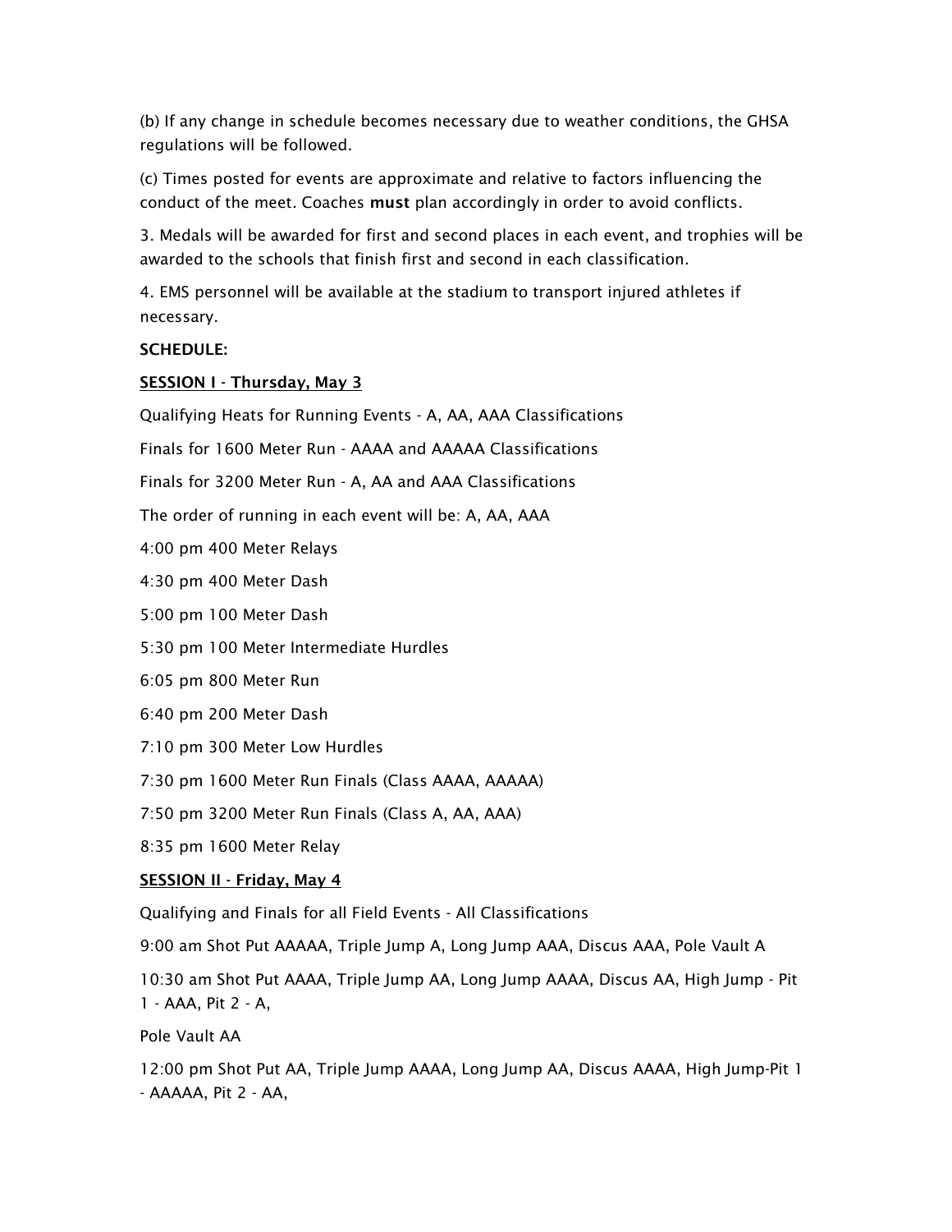(b) If any change in schedule becomes necessary due to weather conditions, the GHSA regulations will be followed.

(c) Times posted for events are approximate and relative to factors influencing the conduct of the meet. Coaches **must** plan accordingly in order to avoid conflicts.

3. Medals will be awarded for first and second places in each event, and trophies will be awarded to the schools that finish first and second in each classification.

4. EMS personnel will be available at the stadium to transport injured athletes if necessary.

**SCHEDULE:**

**SESSION I - Thursday, May 3**

Qualifying Heats for Running Events - A, AA, AAA Classifications

Finals for 1600 Meter Run - AAAA and AAAAA Classifications

Finals for 3200 Meter Run - A, AA and AAA Classifications

The order of running in each event will be: A, AA, AAA

4:00 pm 400 Meter Relays

4:30 pm 400 Meter Dash

5:00 pm 100 Meter Dash

5:30 pm 100 Meter Intermediate Hurdles

6:05 pm 800 Meter Run

6:40 pm 200 Meter Dash

7:10 pm 300 Meter Low Hurdles

7:30 pm 1600 Meter Run Finals (Class AAAA, AAAAA)

7:50 pm 3200 Meter Run Finals (Class A, AA, AAA)

8:35 pm 1600 Meter Relay

**SESSION II - Friday, May 4**

Qualifying and Finals for all Field Events - All Classifications

9:00 am Shot Put AAAAA, Triple Jump A, Long Jump AAA, Discus AAA, Pole Vault A

10:30 am Shot Put AAAA, Triple Jump AA, Long Jump AAAA, Discus AA, High Jump - Pit 1 - AAA, Pit 2 - A,

Pole Vault AA

12:00 pm Shot Put AA, Triple Jump AAAA, Long Jump AA, Discus AAAA, High Jump-Pit 1 - AAAAA, Pit 2 - AA,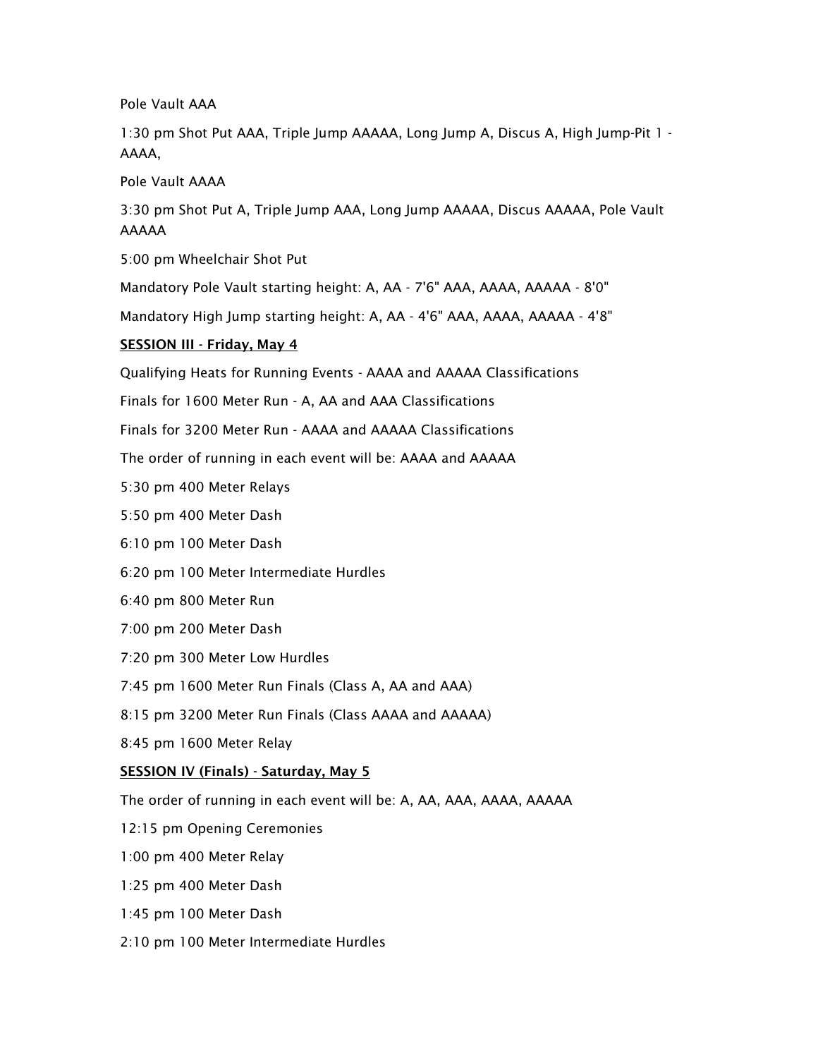Pole Vault AAA

1:30 pm Shot Put AAA, Triple Jump AAAAA, Long Jump A, Discus A, High Jump-Pit 1 - AAAA,

Pole Vault AAAA

3:30 pm Shot Put A, Triple Jump AAA, Long Jump AAAAA, Discus AAAAA, Pole Vault AAAAA

5:00 pm Wheelchair Shot Put

Mandatory Pole Vault starting height: A, AA - 7'6" AAA, AAAA, AAAAA - 8'0"

Mandatory High Jump starting height: A, AA - 4'6" AAA, AAAA, AAAAA - 4'8"

**SESSION III - Friday, May 4**

Qualifying Heats for Running Events - AAAA and AAAAA Classifications

Finals for 1600 Meter Run - A, AA and AAA Classifications

Finals for 3200 Meter Run - AAAA and AAAAA Classifications

The order of running in each event will be: AAAA and AAAAA

5:30 pm 400 Meter Relays

5:50 pm 400 Meter Dash

6:10 pm 100 Meter Dash

6:20 pm 100 Meter Intermediate Hurdles

6:40 pm 800 Meter Run

7:00 pm 200 Meter Dash

7:20 pm 300 Meter Low Hurdles

7:45 pm 1600 Meter Run Finals (Class A, AA and AAA)

8:15 pm 3200 Meter Run Finals (Class AAAA and AAAAA)

8:45 pm 1600 Meter Relay

**SESSION IV (Finals) - Saturday, May 5**

The order of running in each event will be: A, AA, AAA, AAAA, AAAAA

12:15 pm Opening Ceremonies

1:00 pm 400 Meter Relay

1:25 pm 400 Meter Dash

1:45 pm 100 Meter Dash

2:10 pm 100 Meter Intermediate Hurdles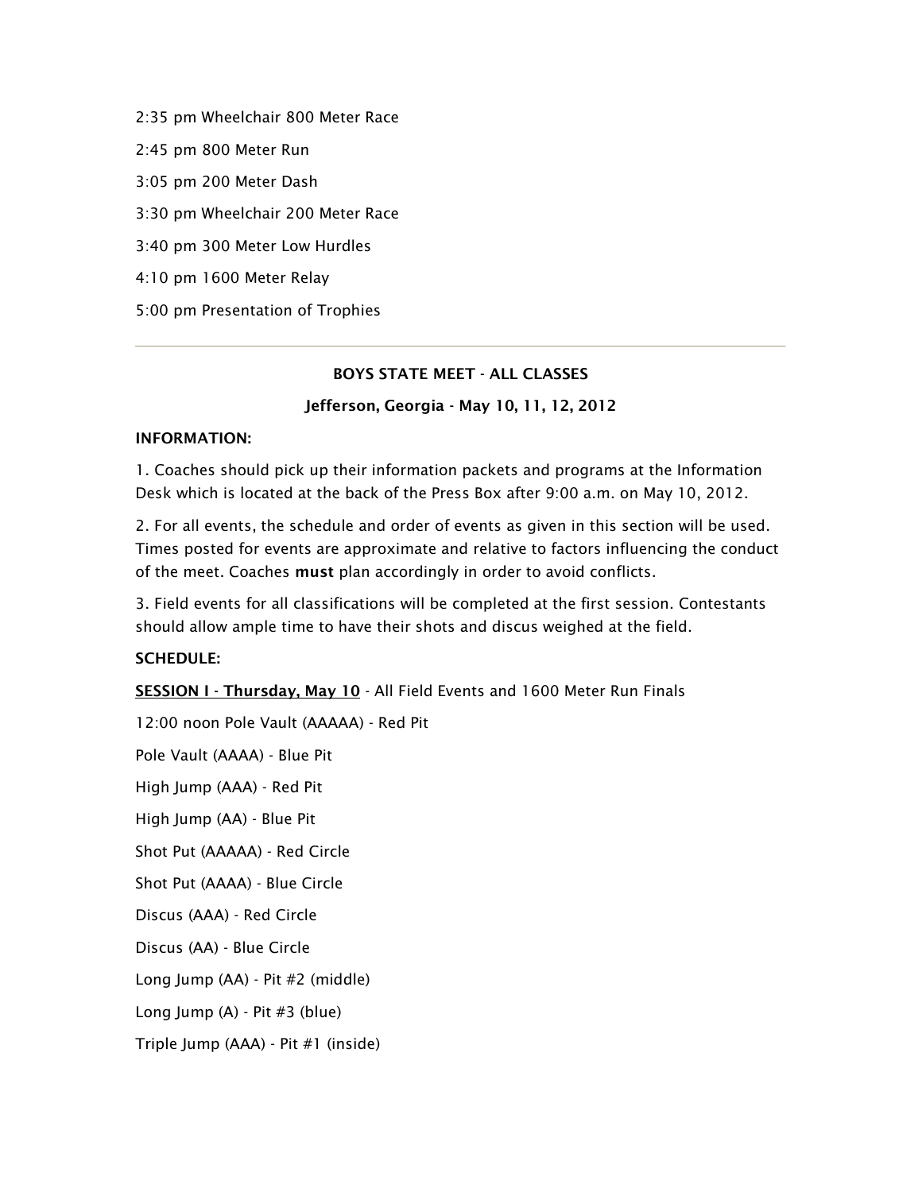2:35 pm Wheelchair 800 Meter Race

2:45 pm 800 Meter Run

3:05 pm 200 Meter Dash

3:30 pm Wheelchair 200 Meter Race

3:40 pm 300 Meter Low Hurdles

4:10 pm 1600 Meter Relay

5:00 pm Presentation of Trophies

---

**BOYS STATE MEET - ALL CLASSES**

**Jefferson, Georgia - May 10, 11, 12, 2012**

**INFORMATION:**

1. Coaches should pick up their information packets and programs at the Information Desk which is located at the back of the Press Box after 9:00 a.m. on May 10, 2012.

2. For all events, the schedule and order of events as given in this section will be used. Times posted for events are approximate and relative to factors influencing the conduct of the meet. Coaches **must** plan accordingly in order to avoid conflicts.

3. Field events for all classifications will be completed at the first session. Contestants should allow ample time to have their shots and discus weighed at the field.

**SCHEDULE:**

**SESSION I - Thursday, May 10** - All Field Events and 1600 Meter Run Finals

12:00 noon Pole Vault (AAAAA) - Red Pit

Pole Vault (AAAA) - Blue Pit

High Jump (AAA) - Red Pit

High Jump (AA) - Blue Pit

Shot Put (AAAAA) - Red Circle

Shot Put (AAAA) - Blue Circle

Discus (AAA) - Red Circle

Discus (AA) - Blue Circle

Long Jump (AA) - Pit #2 (middle)

Long Jump (A) - Pit #3 (blue)

Triple Jump (AAA) - Pit #1 (inside)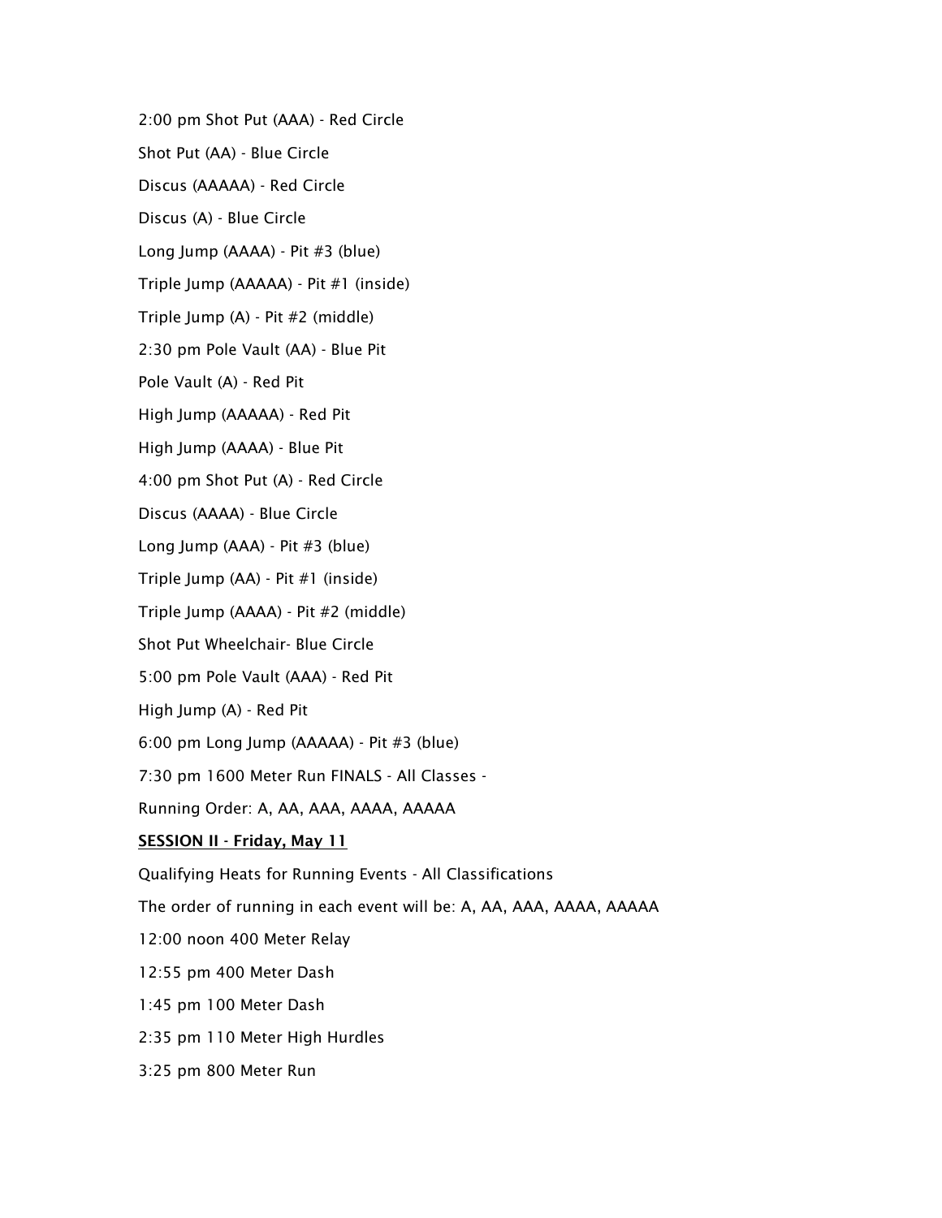2:00 pm Shot Put (AAA) - Red Circle

Shot Put (AA) - Blue Circle

Discus (AAAAA) - Red Circle

Discus (A) - Blue Circle

Long Jump (AAAA) - Pit #3 (blue)

Triple Jump (AAAAA) - Pit #1 (inside)

Triple Jump (A) - Pit #2 (middle)

2:30 pm Pole Vault (AA) - Blue Pit

Pole Vault (A) - Red Pit

High Jump (AAAAA) - Red Pit

High Jump (AAAA) - Blue Pit

4:00 pm Shot Put (A) - Red Circle

Discus (AAAA) - Blue Circle

Long Jump (AAA) - Pit #3 (blue)

Triple Jump (AA) - Pit #1 (inside)

Triple Jump (AAAA) - Pit #2 (middle)

Shot Put Wheelchair- Blue Circle

5:00 pm Pole Vault (AAA) - Red Pit

High Jump (A) - Red Pit

6:00 pm Long Jump (AAAAA) - Pit #3 (blue)

7:30 pm 1600 Meter Run FINALS - All Classes -

Running Order: A, AA, AAA, AAAA, AAAAA

**SESSION II - Friday, May 11**

Qualifying Heats for Running Events - All Classifications

The order of running in each event will be: A, AA, AAA, AAAA, AAAAA

12:00 noon 400 Meter Relay

12:55 pm 400 Meter Dash

1:45 pm 100 Meter Dash

2:35 pm 110 Meter High Hurdles

3:25 pm 800 Meter Run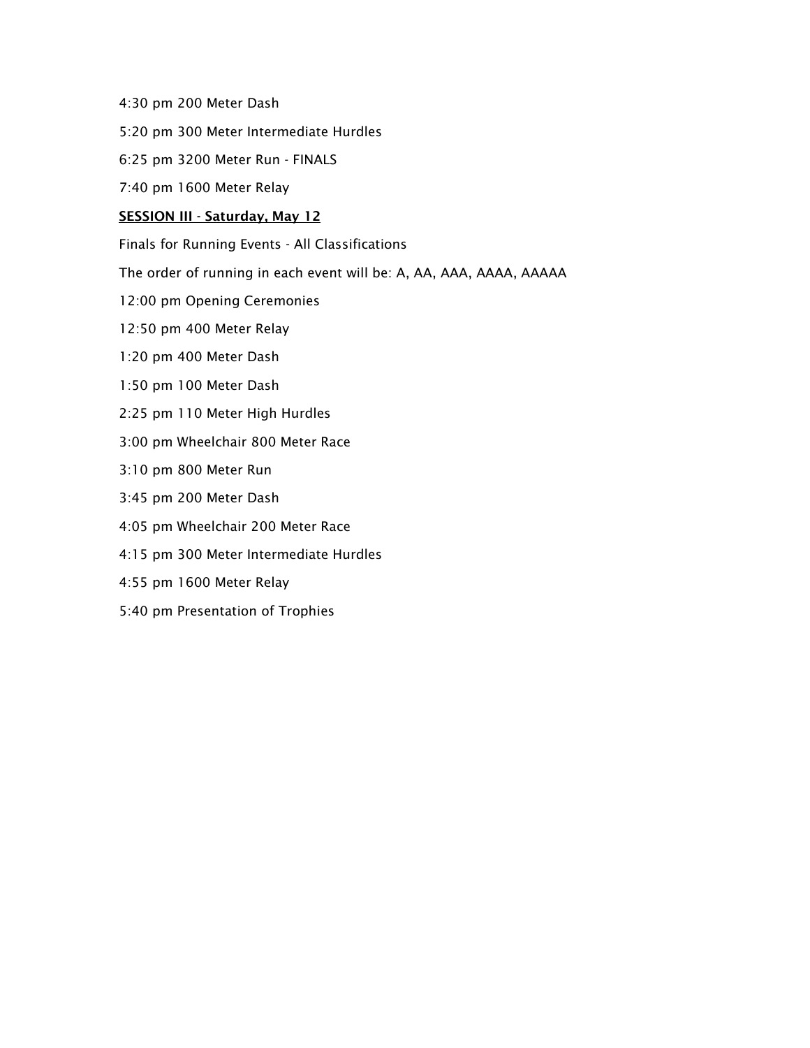4:30 pm 200 Meter Dash

5:20 pm 300 Meter Intermediate Hurdles

6:25 pm 3200 Meter Run - FINALS

7:40 pm 1600 Meter Relay

**SESSION III - Saturday, May 12**

Finals for Running Events - All Classifications

The order of running in each event will be: A, AA, AAA, AAAA, AAAAA

12:00 pm Opening Ceremonies

12:50 pm 400 Meter Relay

1:20 pm 400 Meter Dash

1:50 pm 100 Meter Dash

2:25 pm 110 Meter High Hurdles

3:00 pm Wheelchair 800 Meter Race

3:10 pm 800 Meter Run

3:45 pm 200 Meter Dash

4:05 pm Wheelchair 200 Meter Race

4:15 pm 300 Meter Intermediate Hurdles

4:55 pm 1600 Meter Relay

5:40 pm Presentation of Trophies